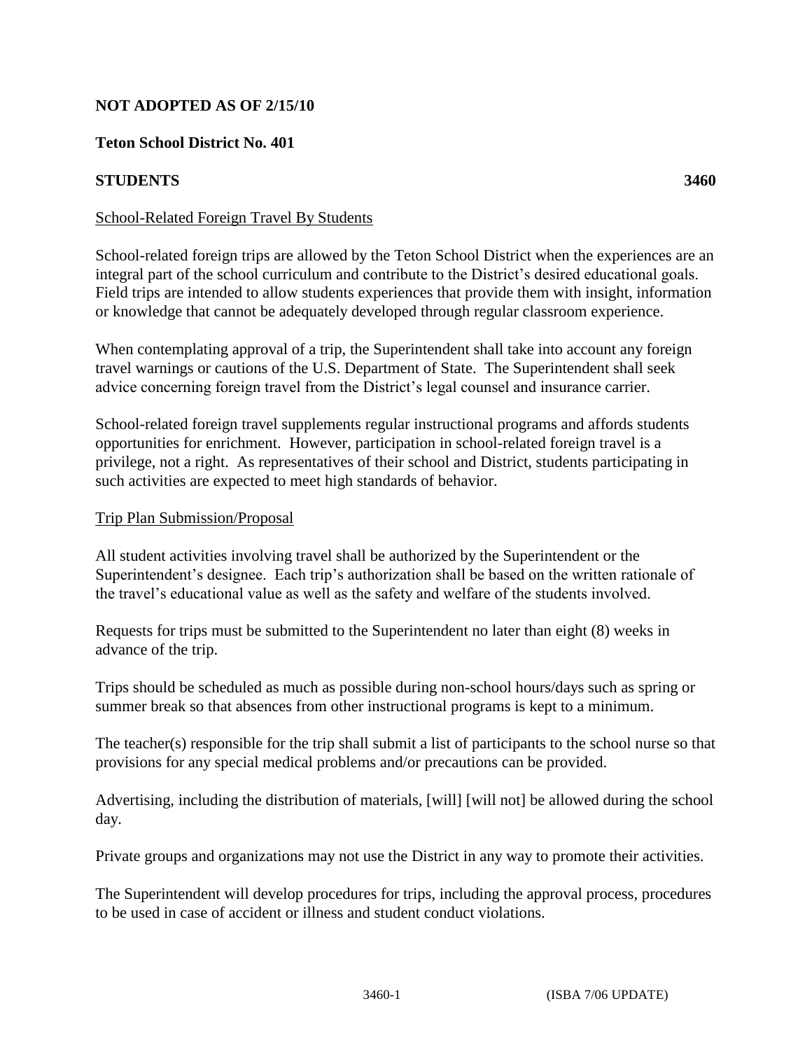**NOT ADOPTED AS OF 2/15/10**

**Teton School District No. 401**

**STUDENTS** **3460**

School-Related Foreign Travel By Students

School-related foreign trips are allowed by the Teton School District when the experiences are an integral part of the school curriculum and contribute to the District's desired educational goals. Field trips are intended to allow students experiences that provide them with insight, information or knowledge that cannot be adequately developed through regular classroom experience.

When contemplating approval of a trip, the Superintendent shall take into account any foreign travel warnings or cautions of the U.S. Department of State. The Superintendent shall seek advice concerning foreign travel from the District's legal counsel and insurance carrier.

School-related foreign travel supplements regular instructional programs and affords students opportunities for enrichment. However, participation in school-related foreign travel is a privilege, not a right. As representatives of their school and District, students participating in such activities are expected to meet high standards of behavior.

Trip Plan Submission/Proposal

All student activities involving travel shall be authorized by the Superintendent or the Superintendent's designee. Each trip's authorization shall be based on the written rationale of the travel's educational value as well as the safety and welfare of the students involved.

Requests for trips must be submitted to the Superintendent no later than eight (8) weeks in advance of the trip.

Trips should be scheduled as much as possible during non-school hours/days such as spring or summer break so that absences from other instructional programs is kept to a minimum.

The teacher(s) responsible for the trip shall submit a list of participants to the school nurse so that provisions for any special medical problems and/or precautions can be provided.

Advertising, including the distribution of materials, [will] [will not] be allowed during the school day.

Private groups and organizations may not use the District in any way to promote their activities.

The Superintendent will develop procedures for trips, including the approval process, procedures to be used in case of accident or illness and student conduct violations.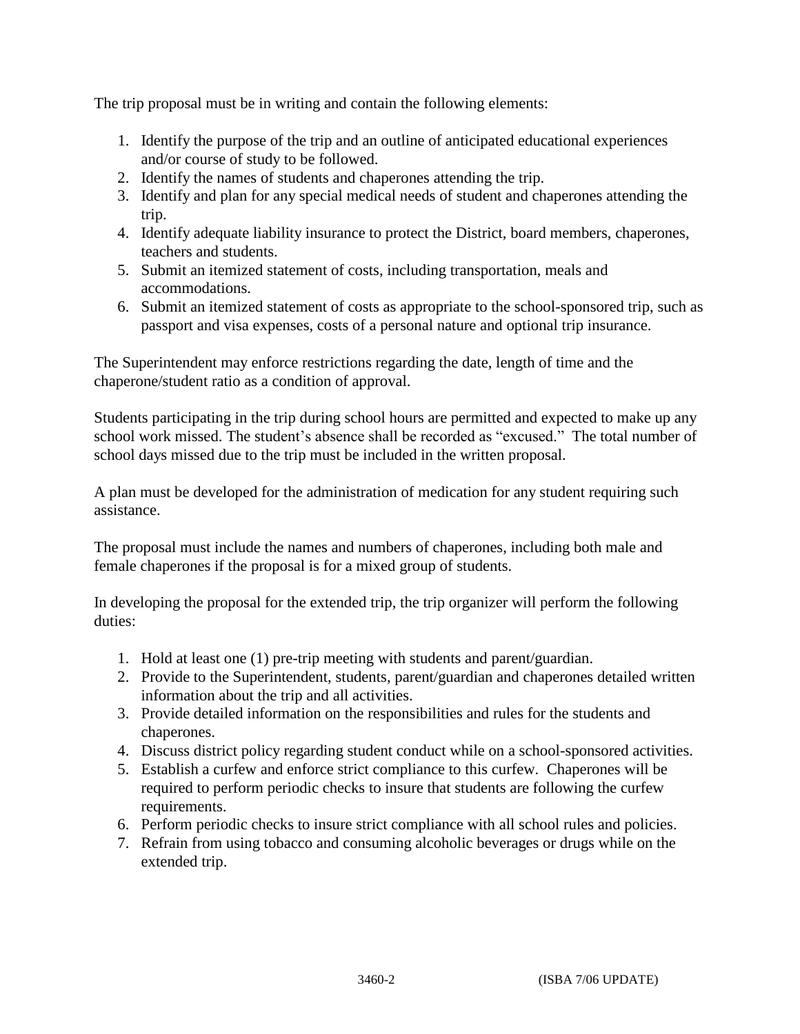The trip proposal must be in writing and contain the following elements:

1. Identify the purpose of the trip and an outline of anticipated educational experiences and/or course of study to be followed.
2. Identify the names of students and chaperones attending the trip.
3. Identify and plan for any special medical needs of student and chaperones attending the trip.
4. Identify adequate liability insurance to protect the District, board members, chaperones, teachers and students.
5. Submit an itemized statement of costs, including transportation, meals and accommodations.
6. Submit an itemized statement of costs as appropriate to the school-sponsored trip, such as passport and visa expenses, costs of a personal nature and optional trip insurance.

The Superintendent may enforce restrictions regarding the date, length of time and the chaperone/student ratio as a condition of approval.

Students participating in the trip during school hours are permitted and expected to make up any school work missed. The student's absence shall be recorded as "excused." The total number of school days missed due to the trip must be included in the written proposal.

A plan must be developed for the administration of medication for any student requiring such assistance.

The proposal must include the names and numbers of chaperones, including both male and female chaperones if the proposal is for a mixed group of students.

In developing the proposal for the extended trip, the trip organizer will perform the following duties:

1. Hold at least one (1) pre-trip meeting with students and parent/guardian.
2. Provide to the Superintendent, students, parent/guardian and chaperones detailed written information about the trip and all activities.
3. Provide detailed information on the responsibilities and rules for the students and chaperones.
4. Discuss district policy regarding student conduct while on a school-sponsored activities.
5. Establish a curfew and enforce strict compliance to this curfew. Chaperones will be required to perform periodic checks to insure that students are following the curfew requirements.
6. Perform periodic checks to insure strict compliance with all school rules and policies.
7. Refrain from using tobacco and consuming alcoholic beverages or drugs while on the extended trip.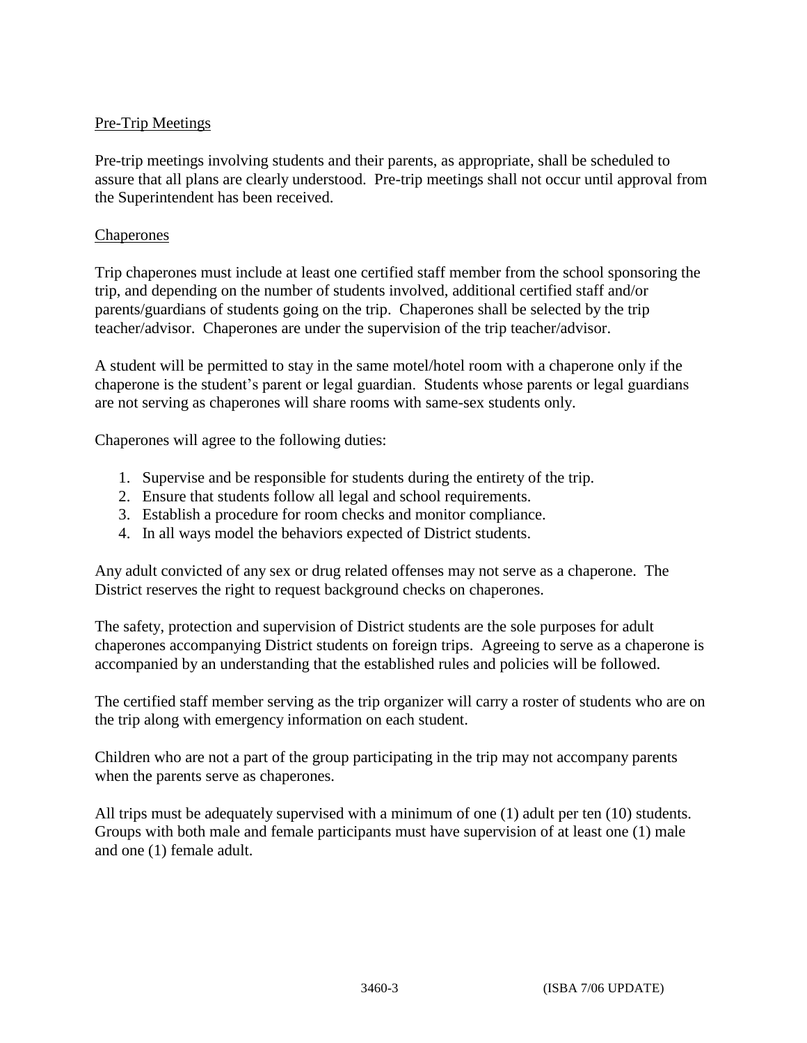Pre-Trip Meetings

Pre-trip meetings involving students and their parents, as appropriate, shall be scheduled to assure that all plans are clearly understood. Pre-trip meetings shall not occur until approval from the Superintendent has been received.

Chaperones

Trip chaperones must include at least one certified staff member from the school sponsoring the trip, and depending on the number of students involved, additional certified staff and/or parents/guardians of students going on the trip. Chaperones shall be selected by the trip teacher/advisor. Chaperones are under the supervision of the trip teacher/advisor.

A student will be permitted to stay in the same motel/hotel room with a chaperone only if the chaperone is the student's parent or legal guardian. Students whose parents or legal guardians are not serving as chaperones will share rooms with same-sex students only.

Chaperones will agree to the following duties:

1. Supervise and be responsible for students during the entirety of the trip.
2. Ensure that students follow all legal and school requirements.
3. Establish a procedure for room checks and monitor compliance.
4. In all ways model the behaviors expected of District students.

Any adult convicted of any sex or drug related offenses may not serve as a chaperone. The District reserves the right to request background checks on chaperones.

The safety, protection and supervision of District students are the sole purposes for adult chaperones accompanying District students on foreign trips. Agreeing to serve as a chaperone is accompanied by an understanding that the established rules and policies will be followed.

The certified staff member serving as the trip organizer will carry a roster of students who are on the trip along with emergency information on each student.

Children who are not a part of the group participating in the trip may not accompany parents when the parents serve as chaperones.

All trips must be adequately supervised with a minimum of one (1) adult per ten (10) students. Groups with both male and female participants must have supervision of at least one (1) male and one (1) female adult.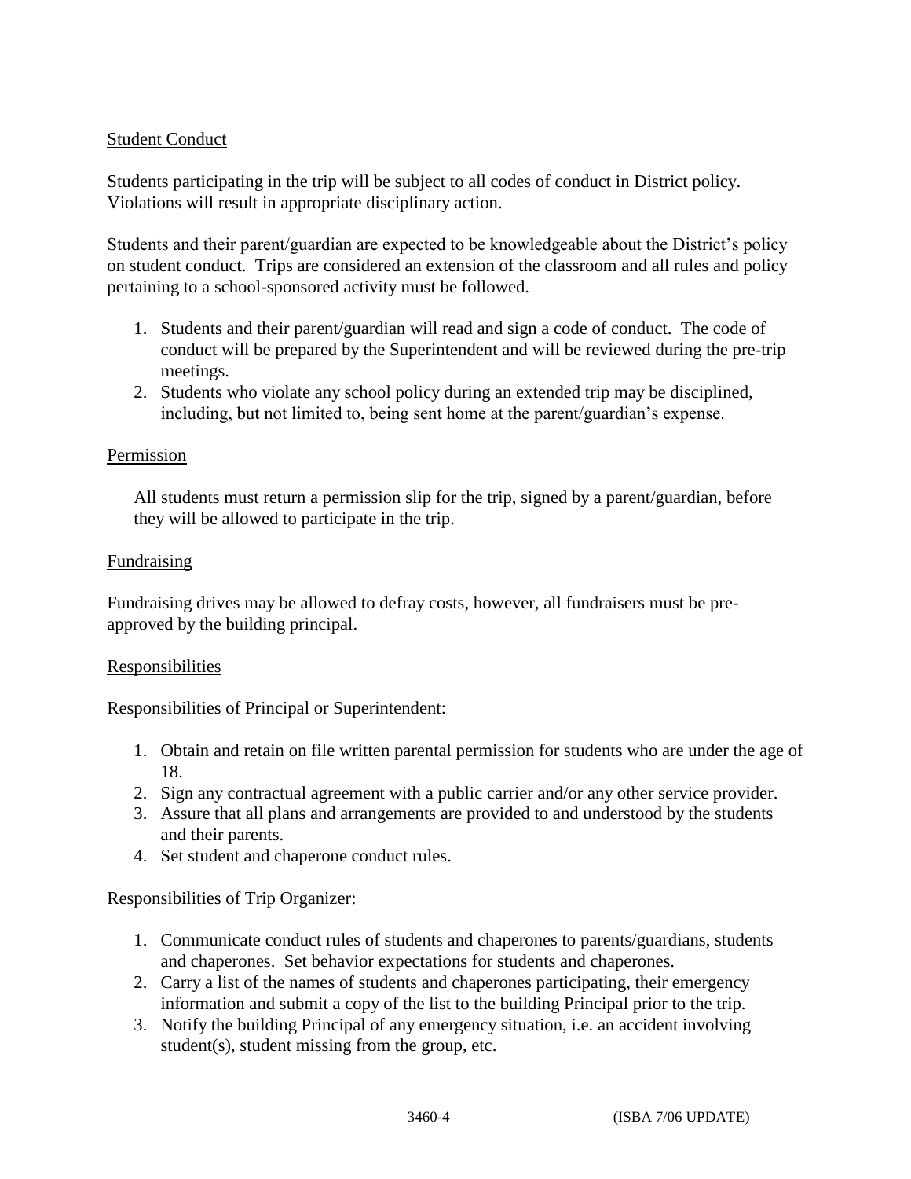## Student Conduct

Students participating in the trip will be subject to all codes of conduct in District policy. Violations will result in appropriate disciplinary action.

Students and their parent/guardian are expected to be knowledgeable about the District's policy on student conduct. Trips are considered an extension of the classroom and all rules and policy pertaining to a school-sponsored activity must be followed.

1. Students and their parent/guardian will read and sign a code of conduct. The code of conduct will be prepared by the Superintendent and will be reviewed during the pre-trip meetings.
2. Students who violate any school policy during an extended trip may be disciplined, including, but not limited to, being sent home at the parent/guardian's expense.

## Permission

All students must return a permission slip for the trip, signed by a parent/guardian, before they will be allowed to participate in the trip.

## Fundraising

Fundraising drives may be allowed to defray costs, however, all fundraisers must be pre-approved by the building principal.

## Responsibilities

Responsibilities of Principal or Superintendent:

1. Obtain and retain on file written parental permission for students who are under the age of 18.
2. Sign any contractual agreement with a public carrier and/or any other service provider.
3. Assure that all plans and arrangements are provided to and understood by the students and their parents.
4. Set student and chaperone conduct rules.

Responsibilities of Trip Organizer:

1. Communicate conduct rules of students and chaperones to parents/guardians, students and chaperones. Set behavior expectations for students and chaperones.
2. Carry a list of the names of students and chaperones participating, their emergency information and submit a copy of the list to the building Principal prior to the trip.
3. Notify the building Principal of any emergency situation, i.e. an accident involving student(s), student missing from the group, etc.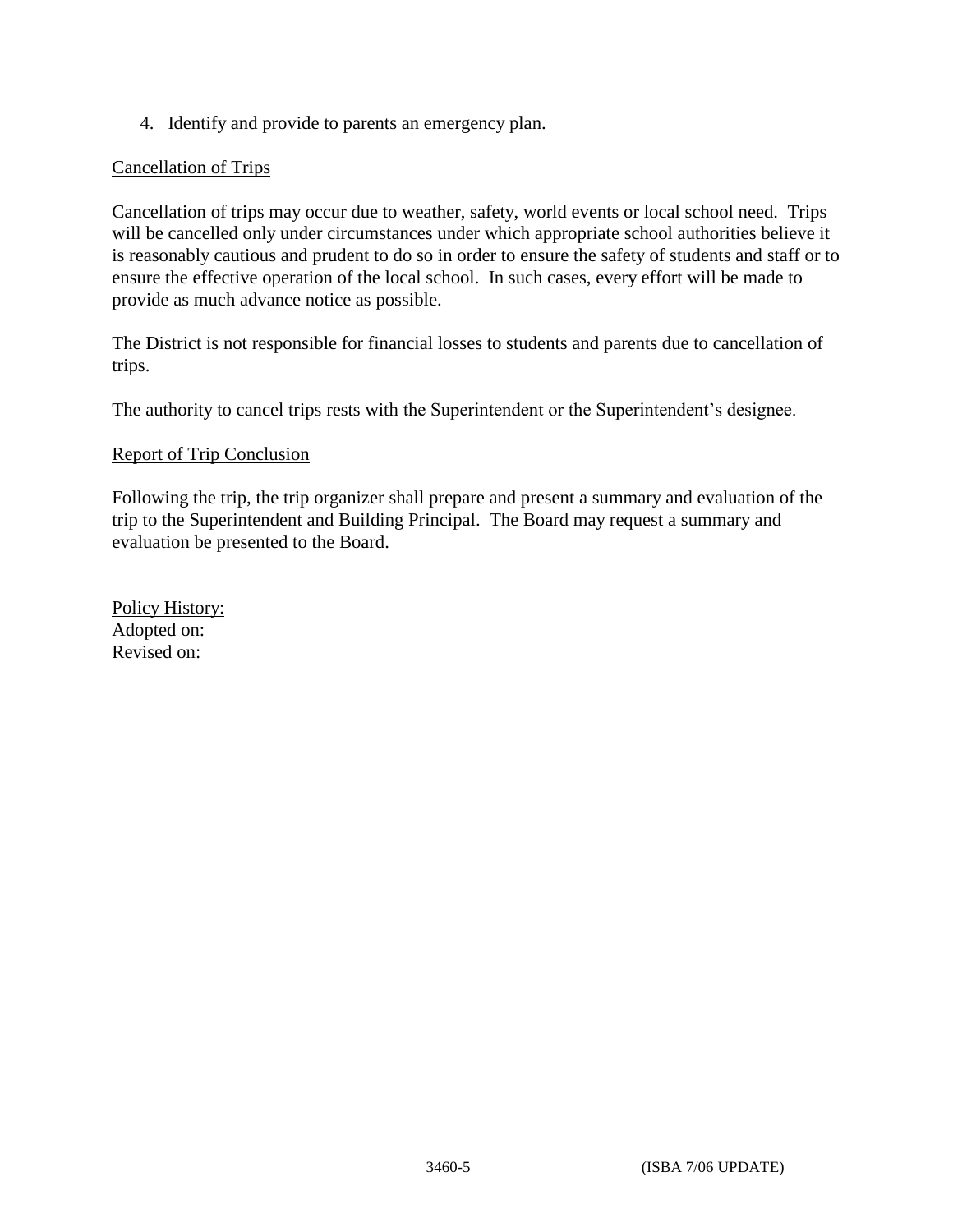4. Identify and provide to parents an emergency plan.

Cancellation of Trips

Cancellation of trips may occur due to weather, safety, world events or local school need. Trips will be cancelled only under circumstances under which appropriate school authorities believe it is reasonably cautious and prudent to do so in order to ensure the safety of students and staff or to ensure the effective operation of the local school. In such cases, every effort will be made to provide as much advance notice as possible.

The District is not responsible for financial losses to students and parents due to cancellation of trips.

The authority to cancel trips rests with the Superintendent or the Superintendent's designee.

Report of Trip Conclusion

Following the trip, the trip organizer shall prepare and present a summary and evaluation of the trip to the Superintendent and Building Principal. The Board may request a summary and evaluation be presented to the Board.

Policy History:
Adopted on:
Revised on: